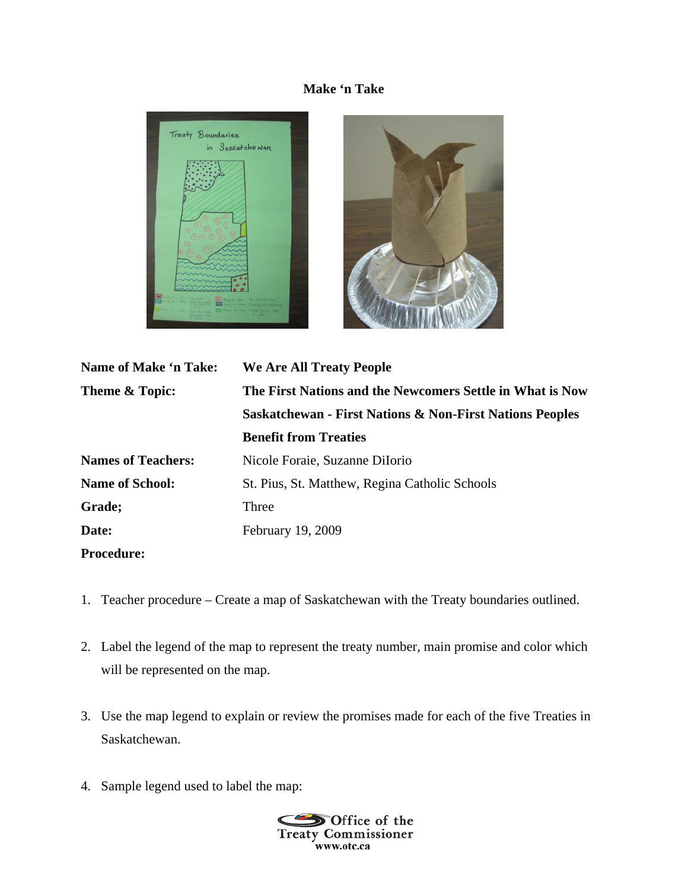**Make 'n Take**

| | |
|---|---|
| **Name of Make 'n Take:** | **We Are All Treaty People** |
| **Theme & Topic:** | **The First Nations and the Newcomers Settle in What is Now Saskatchewan - First Nations & Non-First Nations Peoples Benefit from Treaties** |
| **Names of Teachers:** | Nicole Foraie, Suzanne DiIorio |
| **Name of School:** | St. Pius, St. Matthew, Regina Catholic Schools |
| **Grade;** | Three |
| **Date:** | February 19, 2009 |

**Procedure:**

1. Teacher procedure – Create a map of Saskatchewan with the Treaty boundaries outlined.

2. Label the legend of the map to represent the treaty number, main promise and color which will be represented on the map.

3. Use the map legend to explain or review the promises made for each of the five Treaties in Saskatchewan.

4. Sample legend used to label the map: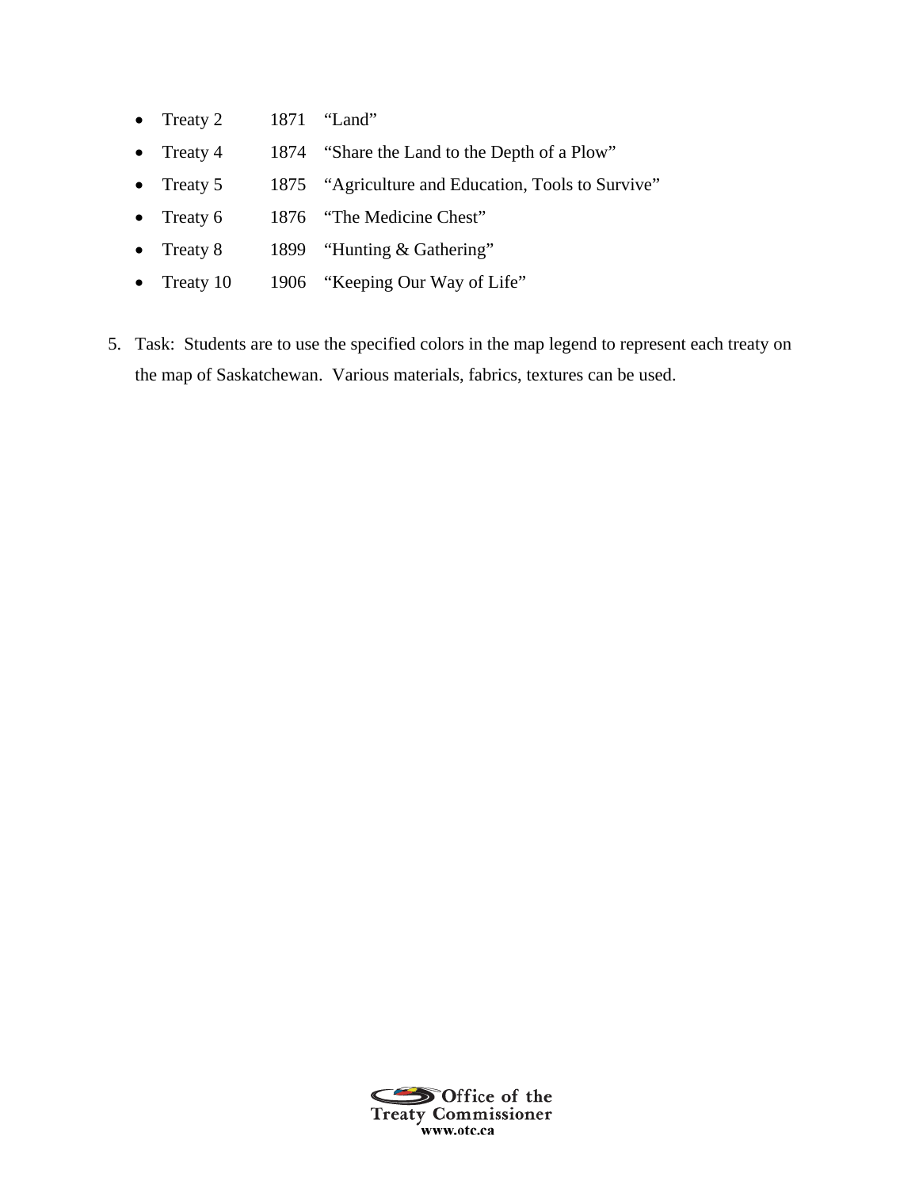- Treaty 2 1871 "Land"
- Treaty 4 1874 "Share the Land to the Depth of a Plow"
- Treaty 5 1875 "Agriculture and Education, Tools to Survive"
- Treaty 6 1876 "The Medicine Chest"
- Treaty 8 1899 "Hunting & Gathering"
- Treaty 10 1906 "Keeping Our Way of Life"

5. Task: Students are to use the specified colors in the map legend to represent each treaty on the map of Saskatchewan. Various materials, fabrics, textures can be used.